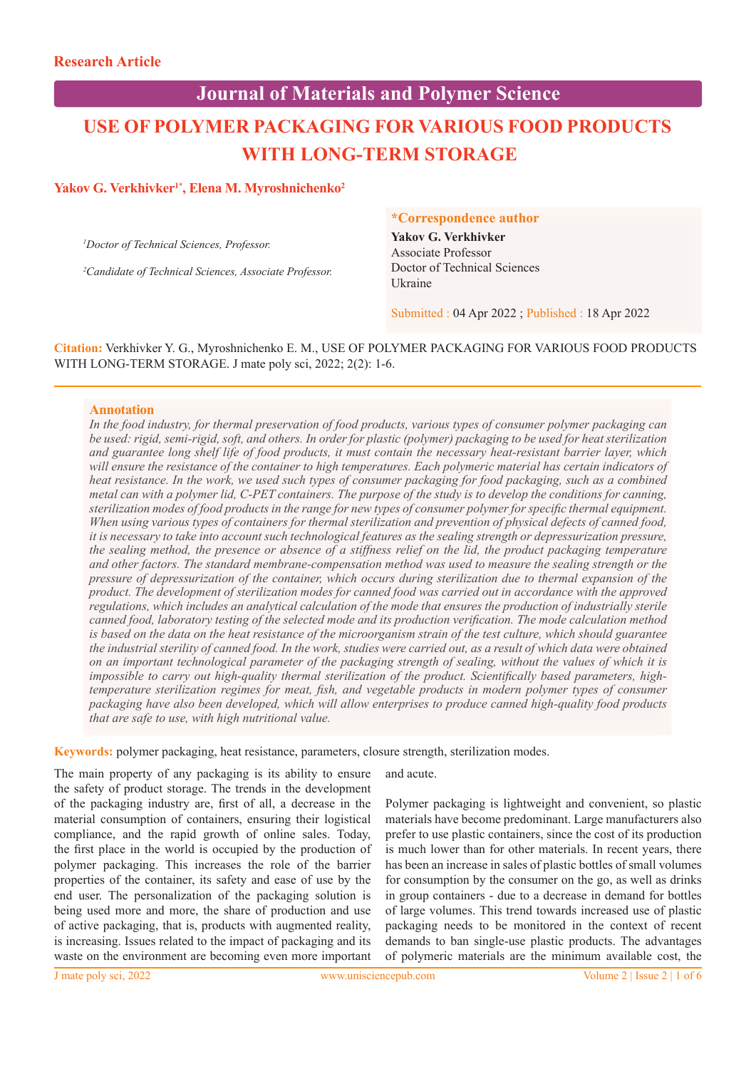Research Article

# USE OF POLYMER PACKAGING FOR VARIOUS FOOD PRODUCTS WITH LONG-TERM STORAGE

**Yakov G. Verkhivker[1*], Elena M. Myroshnichenko[2]**

*[1]Doctor of Technical Sciences, Professor.*

*[2]Candidate of Technical Sciences, Associate Professor.*

**\*Correspondence author**
**Yakov G. Verkhivker**
Associate Professor
Doctor of Technical Sciences
Ukraine

Submitted : 04 Apr 2022 ; Published : 18 Apr 2022

**Citation:** Verkhivker Y. G., Myroshnichenko E. M., USE OF POLYMER PACKAGING FOR VARIOUS FOOD PRODUCTS WITH LONG-TERM STORAGE. J mate poly sci, 2022; 2(2): 1-6.

## Annotation

*In the food industry, for thermal preservation of food products, various types of consumer polymer packaging can be used: rigid, semi-rigid, soft, and others. In order for plastic (polymer) packaging to be used for heat sterilization and guarantee long shelf life of food products, it must contain the necessary heat-resistant barrier layer, which will ensure the resistance of the container to high temperatures. Each polymeric material has certain indicators of heat resistance. In the work, we used such types of consumer packaging for food packaging, such as a combined metal can with a polymer lid, C-PET containers. The purpose of the study is to develop the conditions for canning, sterilization modes of food products in the range for new types of consumer polymer for specific thermal equipment. When using various types of containers for thermal sterilization and prevention of physical defects of canned food, it is necessary to take into account such technological features as the sealing strength or depressurization pressure, the sealing method, the presence or absence of a stiffness relief on the lid, the product packaging temperature and other factors. The standard membrane-compensation method was used to measure the sealing strength or the pressure of depressurization of the container, which occurs during sterilization due to thermal expansion of the product. The development of sterilization modes for canned food was carried out in accordance with the approved regulations, which includes an analytical calculation of the mode that ensures the production of industrially sterile canned food, laboratory testing of the selected mode and its production verification. The mode calculation method is based on the data on the heat resistance of the microorganism strain of the test culture, which should guarantee the industrial sterility of canned food. In the work, studies were carried out, as a result of which data were obtained on an important technological parameter of the packaging strength of sealing, without the values of which it is impossible to carry out high-quality thermal sterilization of the product. Scientifically based parameters, high-temperature sterilization regimes for meat, fish, and vegetable products in modern polymer types of consumer packaging have also been developed, which will allow enterprises to produce canned high-quality food products that are safe to use, with high nutritional value.*

**Keywords:** polymer packaging, heat resistance, parameters, closure strength, sterilization modes.

The main property of any packaging is its ability to ensure the safety of product storage. The trends in the development of the packaging industry are, first of all, a decrease in the material consumption of containers, ensuring their logistical compliance, and the rapid growth of online sales. Today, the first place in the world is occupied by the production of polymer packaging. This increases the role of the barrier properties of the container, its safety and ease of use by the end user. The personalization of the packaging solution is being used more and more, the share of production and use of active packaging, that is, products with augmented reality, is increasing. Issues related to the impact of packaging and its waste on the environment are becoming even more important and acute.

Polymer packaging is lightweight and convenient, so plastic materials have become predominant. Large manufacturers also prefer to use plastic containers, since the cost of its production is much lower than for other materials. In recent years, there has been an increase in sales of plastic bottles of small volumes for consumption by the consumer on the go, as well as drinks in group containers - due to a decrease in demand for bottles of large volumes. This trend towards increased use of plastic packaging needs to be monitored in the context of recent demands to ban single-use plastic products. The advantages of polymeric materials are the minimum available cost, the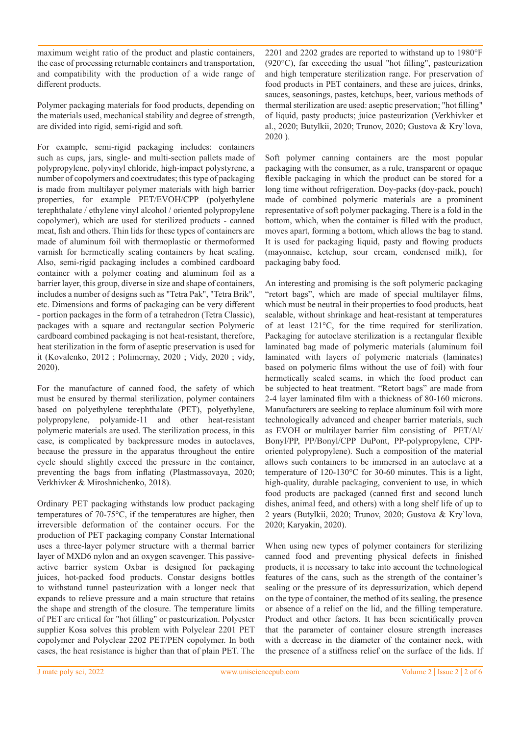maximum weight ratio of the product and plastic containers, the ease of processing returnable containers and transportation, and compatibility with the production of a wide range of different products.

Polymer packaging materials for food products, depending on the materials used, mechanical stability and degree of strength, are divided into rigid, semi-rigid and soft.

For example, semi-rigid packaging includes: containers such as cups, jars, single- and multi-section pallets made of polypropylene, polyvinyl chloride, high-impact polystyrene, a number of copolymers and coextrudates; this type of packaging is made from multilayer polymer materials with high barrier properties, for example PET/EVOH/CPP (polyethylene terephthalate / ethylene vinyl alcohol / oriented polypropylene copolymer), which are used for sterilized products - canned meat, fish and others. Thin lids for these types of containers are made of aluminum foil with thermoplastic or thermoformed varnish for hermetically sealing containers by heat sealing. Also, semi-rigid packaging includes a combined cardboard container with a polymer coating and aluminum foil as a barrier layer, this group, diverse in size and shape of containers, includes a number of designs such as "Tetra Pak", "Tetra Brik", etc. Dimensions and forms of packaging can be very different - portion packages in the form of a tetrahedron (Tetra Classic), packages with a square and rectangular section Polymeric cardboard combined packaging is not heat-resistant, therefore, heat sterilization in the form of aseptic preservation is used for it (Kovalenko, 2012 ; Polimernay, 2020 ; Vidy, 2020 ; vidy, 2020).

For the manufacture of canned food, the safety of which must be ensured by thermal sterilization, polymer containers based on polyethylene terephthalate (PET), polyethylene, polypropylene, polyamide-11 and other heat-resistant polymeric materials are used. The sterilization process, in this case, is complicated by backpressure modes in autoclaves, because the pressure in the apparatus throughout the entire cycle should slightly exceed the pressure in the container, preventing the bags from inflating (Plastmassovaya, 2020; Verkhivker & Miroshnichenko, 2018).

Ordinary PET packaging withstands low product packaging temperatures of 70-75°C, if the temperatures are higher, then irreversible deformation of the container occurs. For the production of PET packaging company Constar International uses a three-layer polymer structure with a thermal barrier layer of MXD6 nylon and an oxygen scavenger. This passive-active barrier system Oxbar is designed for packaging juices, hot-packed food products. Constar designs bottles to withstand tunnel pasteurization with a longer neck that expands to relieve pressure and a main structure that retains the shape and strength of the closure. The temperature limits of PET are critical for "hot filling" or pasteurization. Polyester supplier Kosa solves this problem with Polyclear 2201 PET copolymer and Polyclear 2202 PET/PEN copolymer. In both cases, the heat resistance is higher than that of plain PET. The 2201 and 2202 grades are reported to withstand up to 1980°F (920°C), far exceeding the usual "hot filling", pasteurization and high temperature sterilization range. For preservation of food products in PET containers, and these are juices, drinks, sauces, seasonings, pastes, ketchups, beer, various methods of thermal sterilization are used: aseptic preservation; "hot filling" of liquid, pasty products; juice pasteurization (Verkhivker et al., 2020; Butylkii, 2020; Trunov, 2020; Gustova & Kry`lova, 2020 ).

Soft polymer canning containers are the most popular packaging with the consumer, as a rule, transparent or opaque flexible packaging in which the product can be stored for a long time without refrigeration. Doy-packs (doy-pack, pouch) made of combined polymeric materials are a prominent representative of soft polymer packaging. There is a fold in the bottom, which, when the container is filled with the product, moves apart, forming a bottom, which allows the bag to stand. It is used for packaging liquid, pasty and flowing products (mayonnaise, ketchup, sour cream, condensed milk), for packaging baby food.

An interesting and promising is the soft polymeric packaging "retort bags", which are made of special multilayer films, which must be neutral in their properties to food products, heat sealable, without shrinkage and heat-resistant at temperatures of at least 121°C, for the time required for sterilization. Packaging for autoclave sterilization is a rectangular flexible laminated bag made of polymeric materials (aluminum foil laminated with layers of polymeric materials (laminates) based on polymeric films without the use of foil) with four hermetically sealed seams, in which the food product can be subjected to heat treatment. "Retort bags" are made from 2-4 layer laminated film with a thickness of 80-160 microns. Manufacturers are seeking to replace aluminum foil with more technologically advanced and cheaper barrier materials, such as EVOH or multilayer barrier film consisting of PET/Al/Bonyl/PP, PP/Bonyl/CPP DuPont, PP-polypropylene, CPP-oriented polypropylene). Such a composition of the material allows such containers to be immersed in an autoclave at a temperature of 120-130°C for 30-60 minutes. This is a light, high-quality, durable packaging, convenient to use, in which food products are packaged (canned first and second lunch dishes, animal feed, and others) with a long shelf life of up to 2 years (Butylkii, 2020; Trunov, 2020; Gustova & Kry`lova, 2020; Karyakin, 2020).

When using new types of polymer containers for sterilizing canned food and preventing physical defects in finished products, it is necessary to take into account the technological features of the cans, such as the strength of the container's sealing or the pressure of its depressurization, which depend on the type of container, the method of its sealing, the presence or absence of a relief on the lid, and the filling temperature. Product and other factors. It has been scientifically proven that the parameter of container closure strength increases with a decrease in the diameter of the container neck, with the presence of a stiffness relief on the surface of the lids. If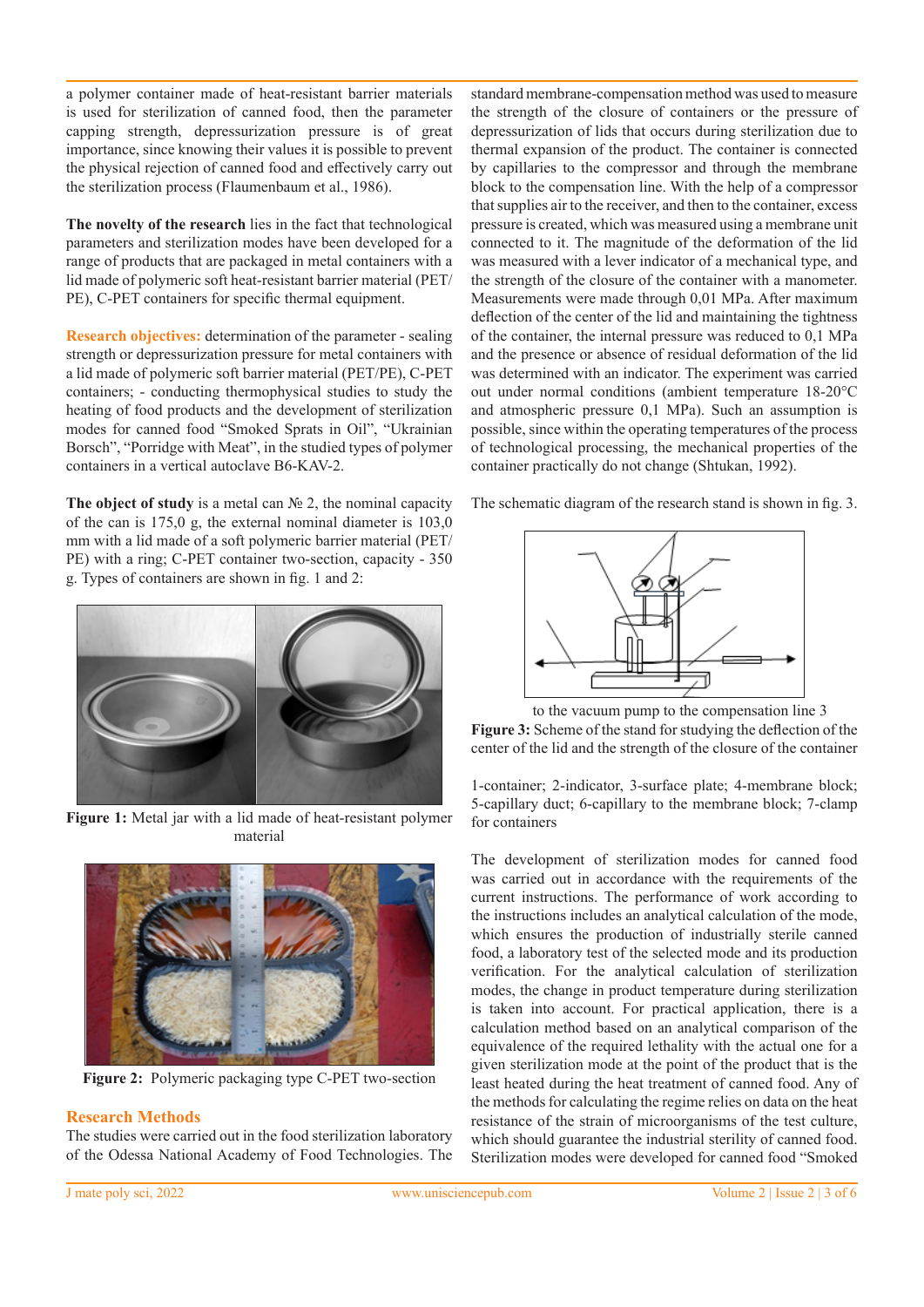a polymer container made of heat-resistant barrier materials is used for sterilization of canned food, then the parameter capping strength, depressurization pressure is of great importance, since knowing their values it is possible to prevent the physical rejection of canned food and effectively carry out the sterilization process (Flaumenbaum et al., 1986).

**The novelty of the research** lies in the fact that technological parameters and sterilization modes have been developed for a range of products that are packaged in metal containers with a lid made of polymeric soft heat-resistant barrier material (PET/PE), C-PET containers for specific thermal equipment.

**Research objectives:** determination of the parameter - sealing strength or depressurization pressure for metal containers with a lid made of polymeric soft barrier material (PET/PE), C-PET containers; - conducting thermophysical studies to study the heating of food products and the development of sterilization modes for canned food "Smoked Sprats in Oil", "Ukrainian Borsch", "Porridge with Meat", in the studied types of polymer containers in a vertical autoclave B6-KAV-2.

**The object of study** is a metal can № 2, the nominal capacity of the can is 175,0 g, the external nominal diameter is 103,0 mm with a lid made of a soft polymeric barrier material (PET/PE) with a ring; C-PET container two-section, capacity - 350 g. Types of containers are shown in fig. 1 and 2:

**Figure 1:** Metal jar with a lid made of heat-resistant polymer material

**Figure 2:** Polymeric packaging type C-PET two-section

## Research Methods

The studies were carried out in the food sterilization laboratory of the Odessa National Academy of Food Technologies. The standard membrane-compensation method was used to measure the strength of the closure of containers or the pressure of depressurization of lids that occurs during sterilization due to thermal expansion of the product. The container is connected by capillaries to the compressor and through the membrane block to the compensation line. With the help of a compressor that supplies air to the receiver, and then to the container, excess pressure is created, which was measured using a membrane unit connected to it. The magnitude of the deformation of the lid was measured with a lever indicator of a mechanical type, and the strength of the closure of the container with a manometer. Measurements were made through 0,01 MPa. After maximum deflection of the center of the lid and maintaining the tightness of the container, the internal pressure was reduced to 0,1 MPa and the presence or absence of residual deformation of the lid was determined with an indicator. The experiment was carried out under normal conditions (ambient temperature 18-20°C and atmospheric pressure 0,1 MPa). Such an assumption is possible, since within the operating temperatures of the process of technological processing, the mechanical properties of the container practically do not change (Shtukan, 1992).

The schematic diagram of the research stand is shown in fig. 3.

to the vacuum pump to the compensation line 3

**Figure 3:** Scheme of the stand for studying the deflection of the center of the lid and the strength of the closure of the container

1-container; 2-indicator, 3-surface plate; 4-membrane block; 5-capillary duct; 6-capillary to the membrane block; 7-clamp for containers

The development of sterilization modes for canned food was carried out in accordance with the requirements of the current instructions. The performance of work according to the instructions includes an analytical calculation of the mode, which ensures the production of industrially sterile canned food, a laboratory test of the selected mode and its production verification. For the analytical calculation of sterilization modes, the change in product temperature during sterilization is taken into account. For practical application, there is a calculation method based on an analytical comparison of the equivalence of the required lethality with the actual one for a given sterilization mode at the point of the product that is the least heated during the heat treatment of canned food. Any of the methods for calculating the regime relies on data on the heat resistance of the strain of microorganisms of the test culture, which should guarantee the industrial sterility of canned food. Sterilization modes were developed for canned food "Smoked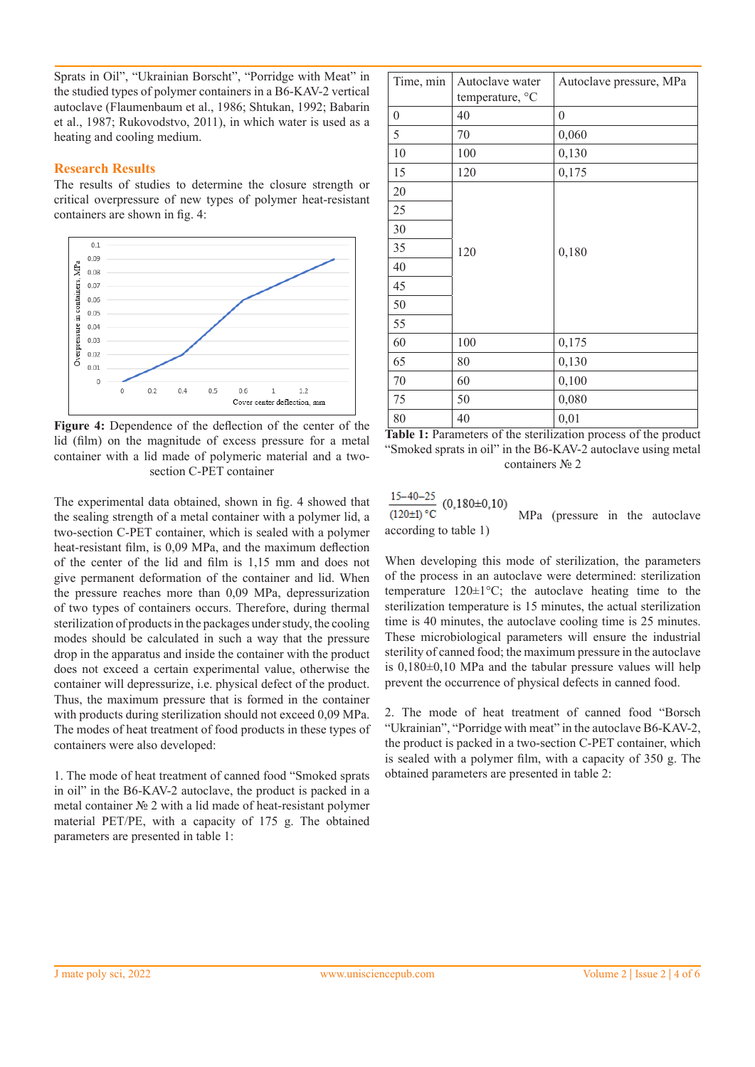Sprats in Oil", "Ukrainian Borscht", "Porridge with Meat" in the studied types of polymer containers in a B6-KAV-2 vertical autoclave (Flaumenbaum et al., 1986; Shtukan, 1992; Babarin et al., 1987; Rukovodstvo, 2011), in which water is used as a heating and cooling medium.

## Research Results

The results of studies to determine the closure strength or critical overpressure of new types of polymer heat-resistant containers are shown in fig. 4:

**Figure 4:** Dependence of the deflection of the center of the lid (film) on the magnitude of excess pressure for a metal container with a lid made of polymeric material and a two-section C-PET container

The experimental data obtained, shown in fig. 4 showed that the sealing strength of a metal container with a polymer lid, a two-section C-PET container, which is sealed with a polymer heat-resistant film, is 0,09 MPa, and the maximum deflection of the center of the lid and film is 1,15 mm and does not give permanent deformation of the container and lid. When the pressure reaches more than 0,09 MPa, depressurization of two types of containers occurs. Therefore, during thermal sterilization of products in the packages under study, the cooling modes should be calculated in such a way that the pressure drop in the apparatus and inside the container with the product does not exceed a certain experimental value, otherwise the container will depressurize, i.e. physical defect of the product. Thus, the maximum pressure that is formed in the container with products during sterilization should not exceed 0,09 MPa. The modes of heat treatment of food products in these types of containers were also developed:

1. The mode of heat treatment of canned food "Smoked sprats in oil" in the B6-KAV-2 autoclave, the product is packed in a metal container № 2 with a lid made of heat-resistant polymer material PET/PE, with a capacity of 175 g. The obtained parameters are presented in table 1:

| Time, min | Autoclave water temperature, °C | Autoclave pressure, MPa |
|---|---|---|
| 0 | 40 | 0 |
| 5 | 70 | 0,060 |
| 10 | 100 | 0,130 |
| 15 | 120 | 0,175 |
| 20 | 120 | 0,180 |
| 25 | | |
| 30 | | |
| 35 | | |
| 40 | | |
| 45 | | |
| 50 | | |
| 55 | | |
| 60 | 100 | 0,175 |
| 65 | 80 | 0,130 |
| 70 | 60 | 0,100 |
| 75 | 50 | 0,080 |
| 80 | 40 | 0,01 |

**Table 1:** Parameters of the sterilization process of the product "Smoked sprats in oil" in the B6-KAV-2 autoclave using metal containers № 2

$\frac{15-40-25}{(120\pm1)\ ^{\circ}C}$ (0,180±0,10) MPa (pressure in the autoclave according to table 1)

When developing this mode of sterilization, the parameters of the process in an autoclave were determined: sterilization temperature 120±1°C; the autoclave heating time to the sterilization temperature is 15 minutes, the actual sterilization time is 40 minutes, the autoclave cooling time is 25 minutes. These microbiological parameters will ensure the industrial sterility of canned food; the maximum pressure in the autoclave is 0,180±0,10 MPa and the tabular pressure values will help prevent the occurrence of physical defects in canned food.

2. The mode of heat treatment of canned food "Borsch "Ukrainian", "Porridge with meat" in the autoclave B6-KAV-2, the product is packed in a two-section C-PET container, which is sealed with a polymer film, with a capacity of 350 g. The obtained parameters are presented in table 2: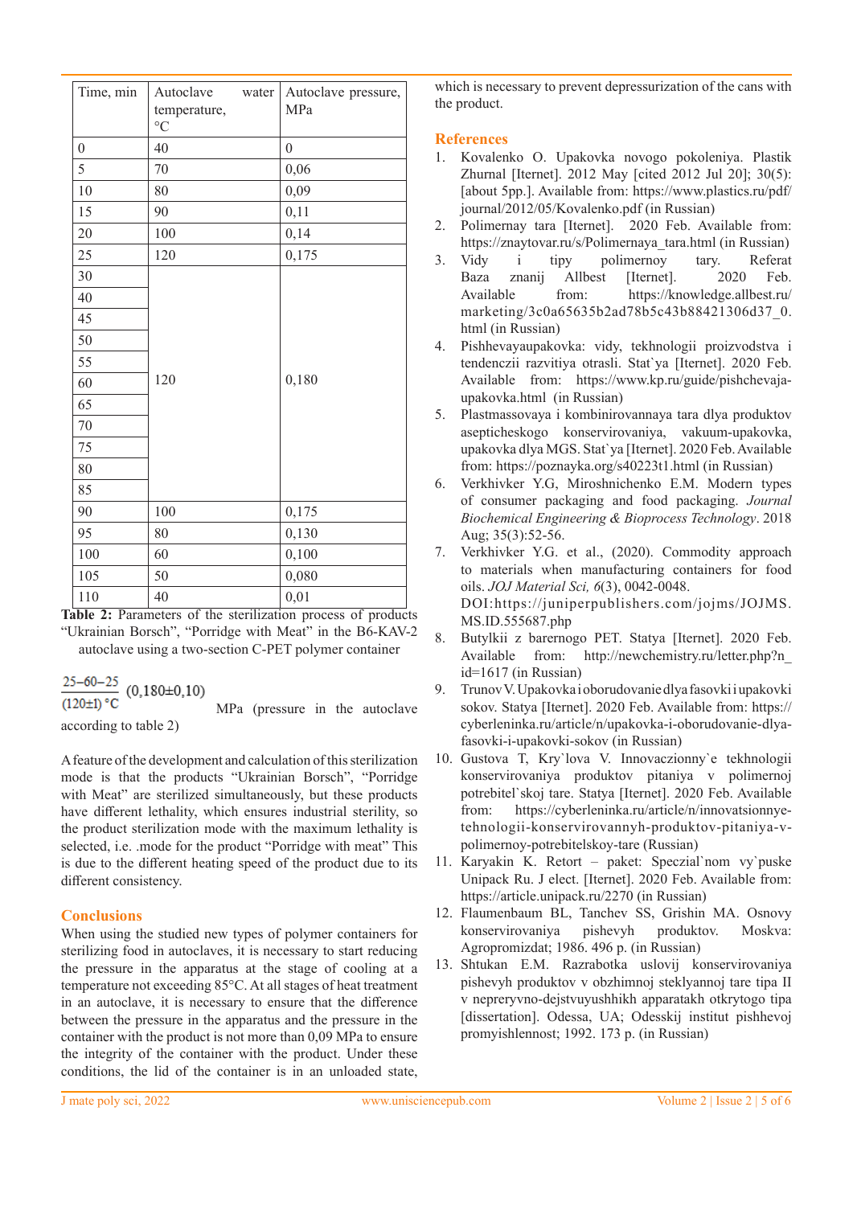| Time, min | Autoclave water temperature, °C | Autoclave pressure, MPa |
|---|---|---|
| 0 | 40 | 0 |
| 5 | 70 | 0,06 |
| 10 | 80 | 0,09 |
| 15 | 90 | 0,11 |
| 20 | 100 | 0,14 |
| 25 | 120 | 0,175 |
| 30 | 120 | 0,180 |
| 40 | | |
| 45 | | |
| 50 | | |
| 55 | | |
| 60 | | |
| 65 | | |
| 70 | | |
| 75 | | |
| 80 | | |
| 85 | | |
| 90 | 100 | 0,175 |
| 95 | 80 | 0,130 |
| 100 | 60 | 0,100 |
| 105 | 50 | 0,080 |
| 110 | 40 | 0,01 |

**Table 2:** Parameters of the sterilization process of products "Ukrainian Borsch", "Porridge with Meat" in the B6-KAV-2 autoclave using a two-section C-PET polymer container

$$\frac{25-60-25}{(120\pm1)\ ^{\circ}C}\ (0{,}180\pm0{,}10)$$

MPa (pressure in the autoclave according to table 2)

A feature of the development and calculation of this sterilization mode is that the products "Ukrainian Borsch", "Porridge with Meat" are sterilized simultaneously, but these products have different lethality, which ensures industrial sterility, so the product sterilization mode with the maximum lethality is selected, i.e. .mode for the product "Porridge with meat" This is due to the different heating speed of the product due to its different consistency.

## Conclusions

When using the studied new types of polymer containers for sterilizing food in autoclaves, it is necessary to start reducing the pressure in the apparatus at the stage of cooling at a temperature not exceeding 85°C. At all stages of heat treatment in an autoclave, it is necessary to ensure that the difference between the pressure in the apparatus and the pressure in the container with the product is not more than 0,09 MPa to ensure the integrity of the container with the product. Under these conditions, the lid of the container is in an unloaded state, which is necessary to prevent depressurization of the cans with the product.

## References

1. Kovalenko O. Upakovka novogo pokoleniya. Plastik Zhurnal [Iternet]. 2012 May [cited 2012 Jul 20]; 30(5): [about 5pp.]. Available from: https://www.plastics.ru/pdf/journal/2012/05/Kovalenko.pdf (in Russian)
2. Polimernay tara [Iternet]. 2020 Feb. Available from: https://znaytovar.ru/s/Polimernaya_tara.html (in Russian)
3. Vidy i tipy polimernoy tary. Referat Baza znanij Allbest [Iternet]. 2020 Feb. Available from: https://knowledge.allbest.ru/marketing/3c0a65635b2ad78b5c43b88421306d37_0.html (in Russian)
4. Pishhevayaupakovka: vidy, tekhnologii proizvodstva i tendenczii razvitiya otrasli. Stat`ya [Iternet]. 2020 Feb. Available from: https://www.kp.ru/guide/pishchevaja-upakovka.html (in Russian)
5. Plastmassovaya i kombinirovannaya tara dlya produktov asepticheskogo konservirovaniya, vakuum-upakovka, upakovka dlya MGS. Stat`ya [Iternet]. 2020 Feb. Available from: https://poznayka.org/s40223t1.html (in Russian)
6. Verkhivker Y.G, Miroshnichenko E.M. Modern types of consumer packaging and food packaging. *Journal Biochemical Engineering & Bioprocess Technology*. 2018 Aug; 35(3):52-56.
7. Verkhivker Y.G. et al., (2020). Commodity approach to materials when manufacturing containers for food oils. *JOJ Material Sci, 6*(3), 0042-0048. DOI:https://juniperpublishers.com/jojms/JOJMS.MS.ID.555687.php
8. Butylkii z barernogo PET. Statya [Iternet]. 2020 Feb. Available from: http://newchemistry.ru/letter.php?n_id=1617 (in Russian)
9. Trunov V. Upakovka i oborudovanie dlya fasovki i upakovki sokov. Statya [Iternet]. 2020 Feb. Available from: https://cyberleninka.ru/article/n/upakovka-i-oborudovanie-dlya-fasovki-i-upakovki-sokov (in Russian)
10. Gustova T, Kry`lova V. Innovaczionny`e tekhnologii konservirovaniya produktov pitaniya v polimernoj potrebitel`skoj tare. Statya [Iternet]. 2020 Feb. Available from: https://cyberleninka.ru/article/n/innovatsionnye-tehnologii-konservirovannyh-produktov-pitaniya-v-polimernoy-potrebitelskoy-tare (Russian)
11. Karyakin K. Retort – paket: Speczial`nom vy`puske Unipack Ru. J elect. [Iternet]. 2020 Feb. Available from: https://article.unipack.ru/2270 (in Russian)
12. Flaumenbaum BL, Tanchev SS, Grishin MA. Osnovy konservirovaniya pishevyh produktov. Moskva: Agropromizdat; 1986. 496 p. (in Russian)
13. Shtukan E.M. Razrabotka uslovij konservirovaniya pishevyh produktov v obzhimnoj steklyannoj tare tipa II v nepreryvno-dejstvuyushhikh apparatakh otkrytogo tipa [dissertation]. Odessa, UA; Odesskij institut pishhevoj promyishlennost; 1992. 173 p. (in Russian)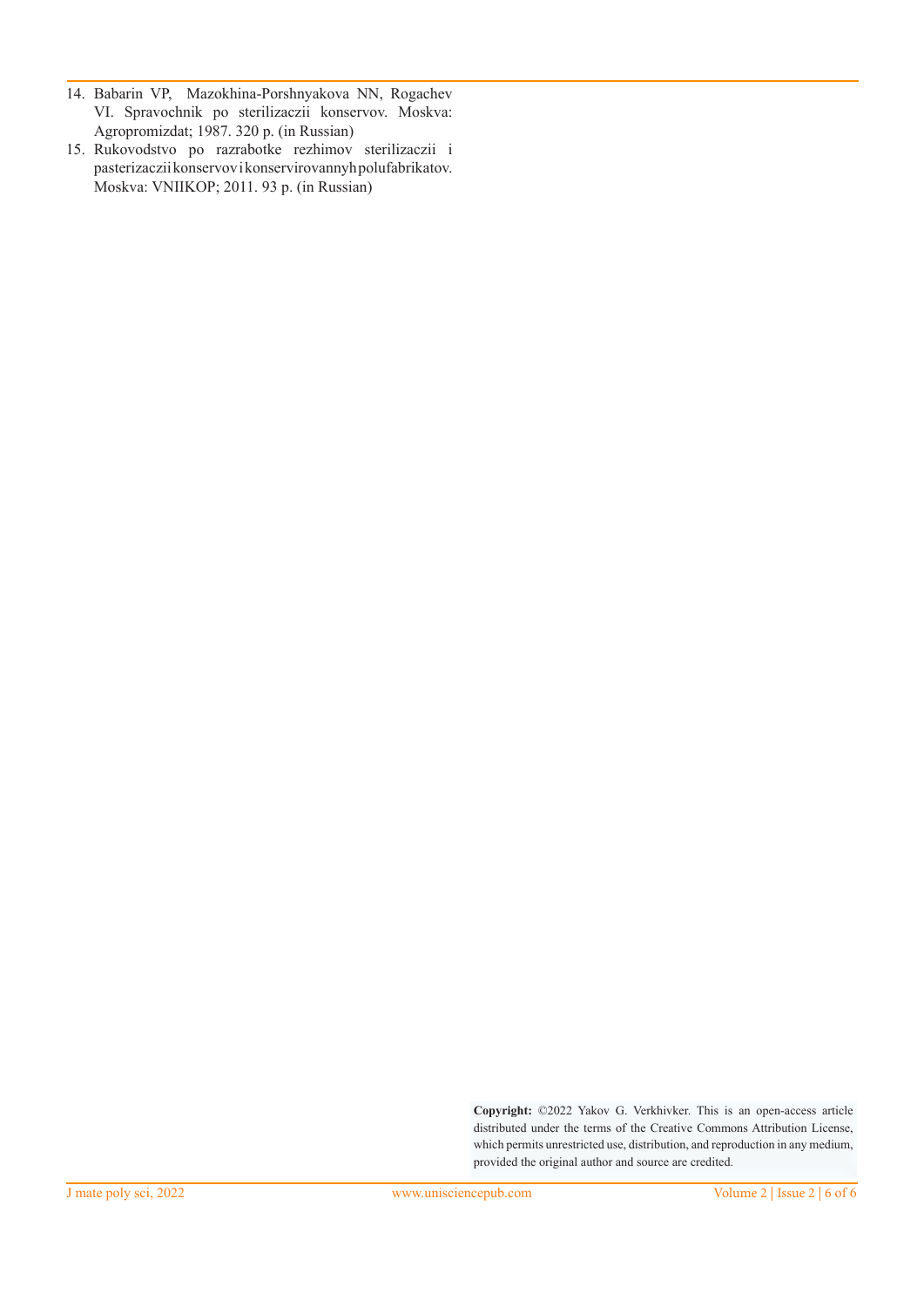14. Babarin VP, Mazokhina-Porshnyakova NN, Rogachev VI. Spravochnik po sterilizaczii konservov. Moskva: Agropromizdat; 1987. 320 p. (in Russian)
15. Rukovodstvo po razrabotke rezhimov sterilizaczii i pasterizaczii konservov i konservirovannyh polufabrikatov. Moskva: VNIIKOP; 2011. 93 p. (in Russian)

**Copyright:** ©2022 Yakov G. Verkhivker. This is an open-access article distributed under the terms of the Creative Commons Attribution License, which permits unrestricted use, distribution, and reproduction in any medium, provided the original author and source are credited.